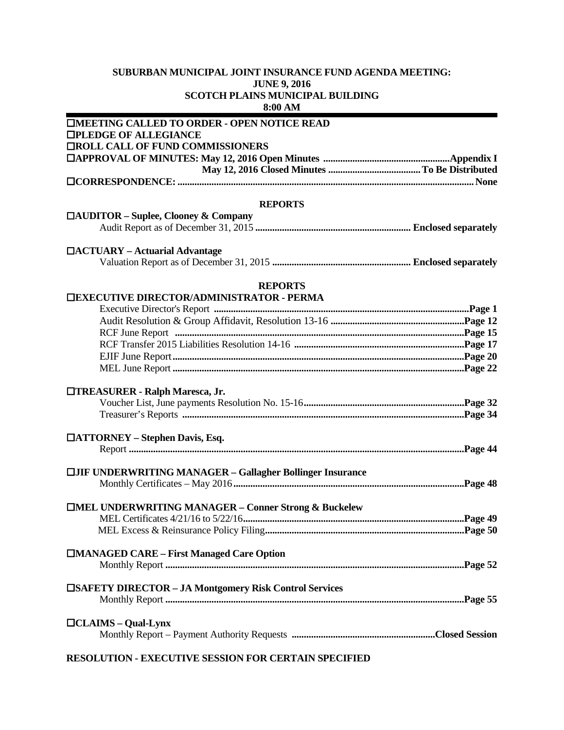**SUBURBAN MUNICIPAL JOINT INSURANCE FUND AGENDA MEETING:**
**JUNE 9, 2016**
**SCOTCH PLAINS MUNICIPAL BUILDING**
**8:00 AM**

- ☐**MEETING CALLED TO ORDER - OPEN NOTICE READ**
- ☐**PLEDGE OF ALLEGIANCE**
- ☐**ROLL CALL OF FUND COMMISSIONERS**
- ☐**APPROVAL OF MINUTES: May 12, 2016 Open Minutes ....................................................Appendix I**
  **May 12, 2016 Closed Minutes ......................................To Be Distributed**
- ☐**CORRESPONDENCE: .......................................................................................................................None**

**REPORTS**

☐**AUDITOR – Suplee, Clooney & Company**
Audit Report as of December 31, 2015 **.............................................................. Enclosed separately**

☐**ACTUARY – Actuarial Advantage**
Valuation Report as of December 31, 2015 **......................................................... Enclosed separately**

**REPORTS**

☐**EXECUTIVE DIRECTOR/ADMINISTRATOR - PERMA**
Executive Director's Report **.......................................................................................................Page 1**
Audit Resolution & Group Affidavit, Resolution 13-16 **......................................................Page 12**
RCF June Report **.....................................................................................................................Page 15**
RCF Transfer 2015 Liabilities Resolution 14-16 **.....................................................................Page 17**
EJIF June Report**.....................................................................................................................Page 20**
MEL June Report **.....................................................................................................................Page 22**

☐**TREASURER - Ralph Maresca, Jr.**
Voucher List, June payments Resolution No. 15-16**.................................................................Page 32**
Treasurer's Reports **..................................................................................................................Page 34**

☐**ATTORNEY – Stephen Davis, Esq.**
Report **.......................................................................................................................................Page 44**

☐**JIF UNDERWRITING MANAGER – Gallagher Bollinger Insurance**
Monthly Certificates – May 2016**.............................................................................................Page 48**

☐**MEL UNDERWRITING MANAGER – Conner Strong & Buckelew**
MEL Certificates 4/21/16 to 5/22/16**.........................................................................................Page 49**
MEL Excess & Reinsurance Policy Filing**.................................................................................Page 50**

☐**MANAGED CARE – First Managed Care Option**
Monthly Report **.........................................................................................................................Page 52**

☐**SAFETY DIRECTOR – JA Montgomery Risk Control Services**
Monthly Report **.........................................................................................................................Page 55**

☐**CLAIMS – Qual-Lynx**
Monthly Report – Payment Authority Requests **..........................................................Closed Session**

**RESOLUTION - EXECUTIVE SESSION FOR CERTAIN SPECIFIED**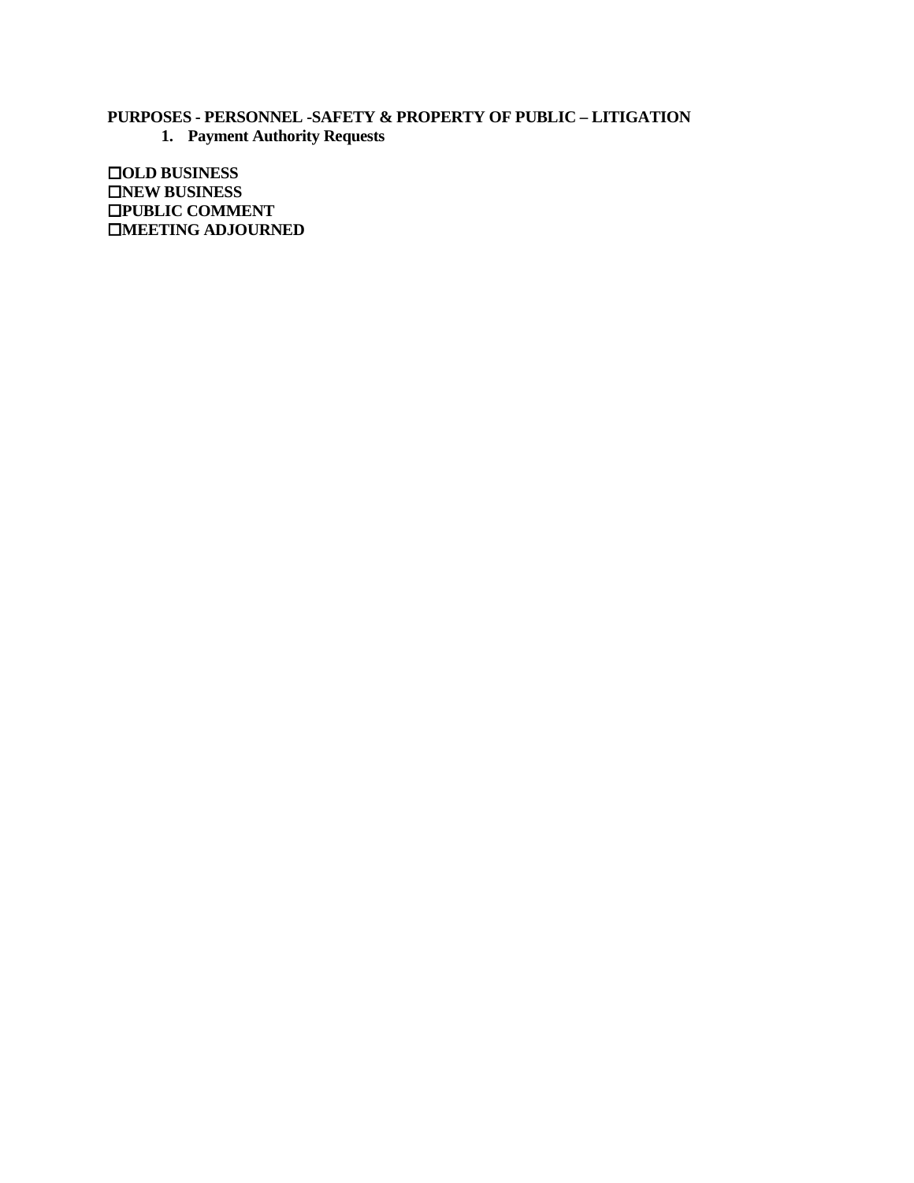**PURPOSES - PERSONNEL -SAFETY & PROPERTY OF PUBLIC – LITIGATION**

1. **Payment Authority Requests**

**☐OLD BUSINESS**
**☐NEW BUSINESS**
**☐PUBLIC COMMENT**
**☐MEETING ADJOURNED**